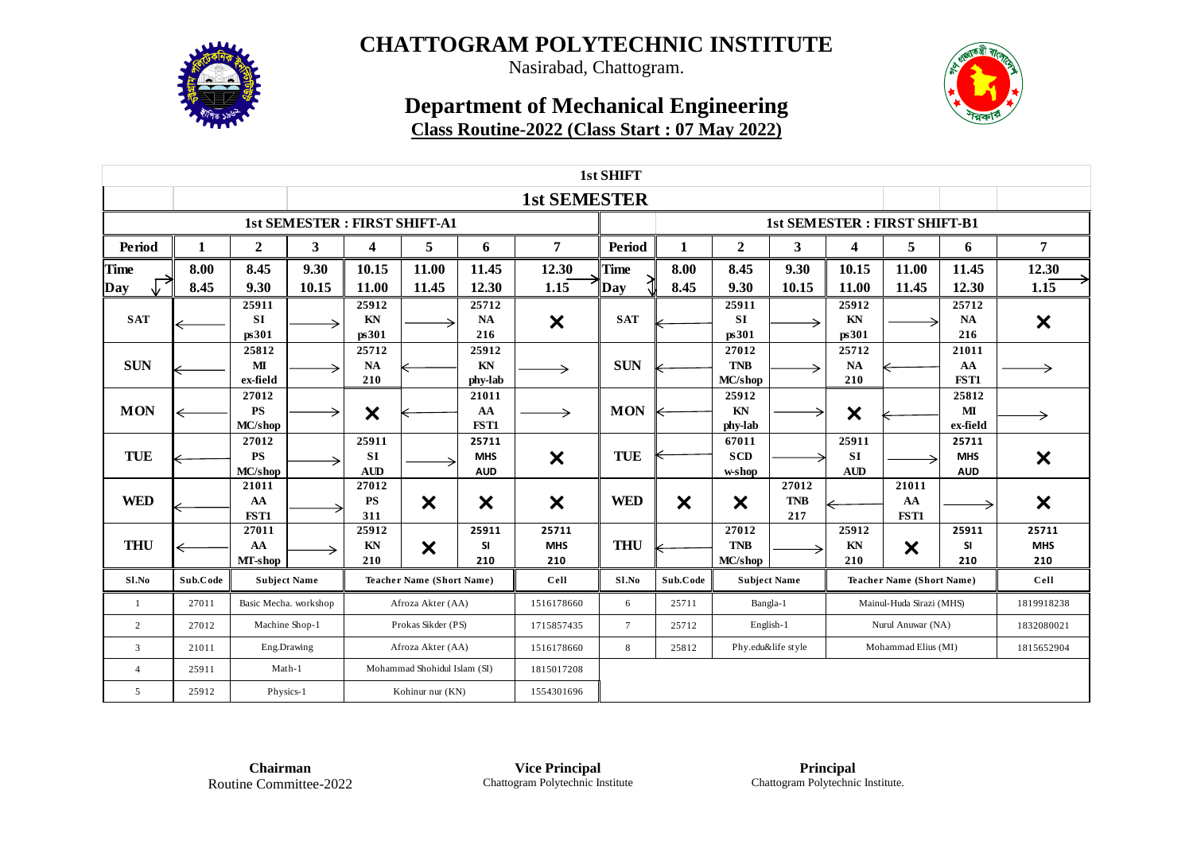# CHATTOGRAM POLYTECHNIC INSTITUTE

Nasirabad, Chattogram.

## Department of Mechanical Engineering

**Class Routine-2022 (Class Start : 07 May 2022)**

**1st SHIFT**

**1st SEMESTER**

| 1st SEMESTER : FIRST SHIFT-A1 | | | | | | | | 1st SEMESTER : FIRST SHIFT-B1 | | | | | | | |
|---|---|---|---|---|---|---|---|---|---|---|---|---|---|---|---|
| Period | 1 | 2 | 3 | 4 | 5 | 6 | 7 | Period | 1 | 2 | 3 | 4 | 5 | 6 | 7 |
| Time / Day | 8.00 8.45 | 8.45 9.30 | 9.30 10.15 | 10.15 11.00 | 11.00 11.45 | 11.45 12.30 | 12.30 1.15 | Time / Day | 8.00 8.45 | 8.45 9.30 | 9.30 10.15 | 10.15 11.00 | 11.00 11.45 | 11.45 12.30 | 12.30 1.15 |
| SAT | ← | 25911 SI ps301 | → | 25912 KN ps301 | → | 25712 NA 216 | ✕ | SAT | ← | 25911 SI ps301 | → | 25912 KN ps301 | → | 25712 NA 216 | ✕ |
| SUN | ← | 25812 MI ex-field | → | 25712 NA 210 | ← | 25912 KN phy-lab | → | SUN | ← | 27012 TNB MC/shop | → | 25712 NA 210 | ← | 21011 AA FST1 | → |
| MON | ← | 27012 PS MC/shop | → | ✕ | ← | 21011 AA FST1 | → | MON | ← | 25912 KN phy-lab | → | ✕ | ← | 25812 MI ex-field | → |
| TUE | ← | 27012 PS MC/shop | → | 25911 SI AUD | → | 25711 MHS AUD | ✕ | TUE | ← | 67011 SCD w-shop | → | 25911 SI AUD | → | 25711 MHS AUD | ✕ |
| WED | ← | 21011 AA FST1 | → | 27012 PS 311 | ✕ | ✕ | ✕ | WED | ✕ | ✕ | 27012 TNB 217 | ← | 21011 AA FST1 | → | ✕ |
| THU | ← | 27011 AA MT-shop | → | 25912 KN 210 | ✕ | 25911 SI 210 | 25711 MHS 210 | THU | ← | 27012 TNB MC/shop | → | 25912 KN 210 | ✕ | 25911 SI 210 | 25711 MHS 210 |

| Sl.No | Sub.Code | Subject Name | Teacher Name (Short Name) | Cell | Sl.No | Sub.Code | Subject Name | Teacher Name (Short Name) | Cell |
|---|---|---|---|---|---|---|---|---|---|
| 1 | 27011 | Basic Mecha. workshop | Afroza Akter (AA) | 1516178660 | 6 | 25711 | Bangla-1 | Mainul-Huda Sirazi (MHS) | 1819918238 |
| 2 | 27012 | Machine Shop-1 | Prokas Sikder (PS) | 1715857435 | 7 | 25712 | English-1 | Nurul Anuwar (NA) | 1832080021 |
| 3 | 21011 | Eng.Drawing | Afroza Akter (AA) | 1516178660 | 8 | 25812 | Phy.edu&life style | Mohammad Elius (MI) | 1815652904 |
| 4 | 25911 | Math-1 | Mohammad Shohidul Islam (SI) | 1815017208 | | | | | |
| 5 | 25912 | Physics-1 | Kohinur nur (KN) | 1554301696 | | | | | |

**Chairman**
Routine Committee-2022

**Vice Principal**
Chattogram Polytechnic Institute

**Principal**
Chattogram Polytechnic Institute.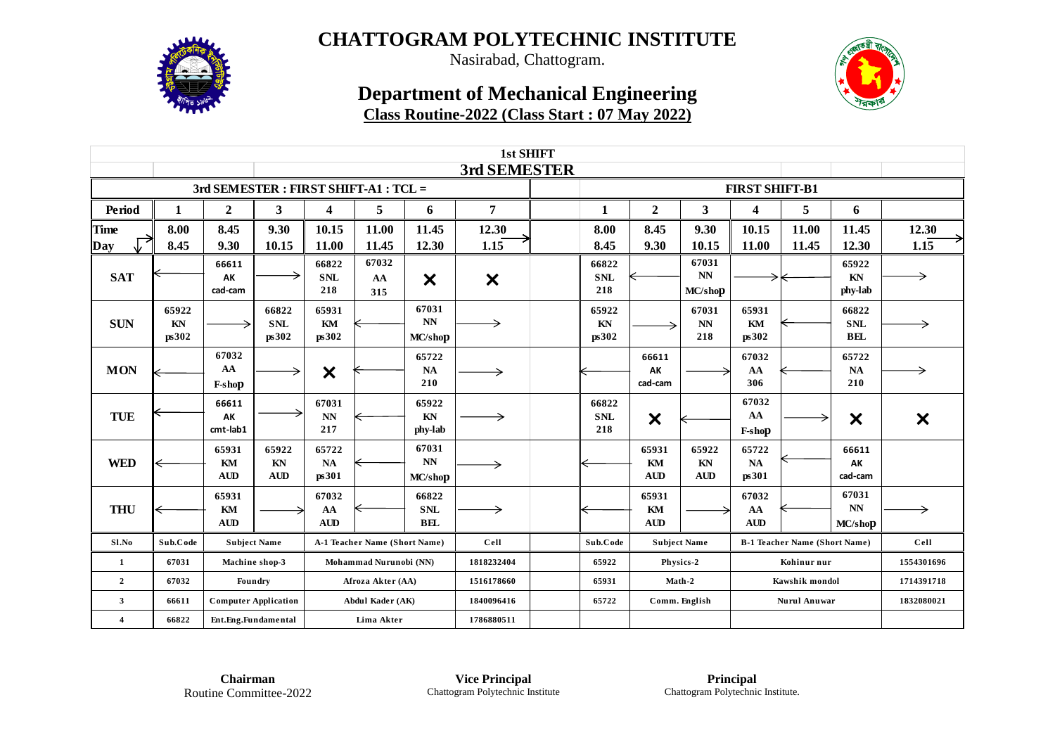# CHATTOGRAM POLYTECHNIC INSTITUTE

Nasirabad, Chattogram.

## Department of Mechanical Engineering

**Class Routine-2022 (Class Start : 07 May 2022)**

**1st SHIFT**

**3rd SEMESTER**

| 3rd SEMESTER : FIRST SHIFT-A1 : TCL = | | | | | | | | | FIRST SHIFT-B1 | | | | | | |
|---|---|---|---|---|---|---|---|---|---|---|---|---|---|---|---|
| **Period** | **1** | **2** | **3** | **4** | **5** | **6** | **7** | | **1** | **2** | **3** | **4** | **5** | **6** | |
| **Time / Day** | 8.00 8.45 | 8.45 9.30 | 9.30 10.15 | 10.15 11.00 | 11.00 11.45 | 11.45 12.30 | 12.30 1.15 | | 8.00 8.45 | 8.45 9.30 | 9.30 10.15 | 10.15 11.00 | 11.00 11.45 | 11.45 12.30 | 12.30 1.15 |
| **SAT** | ← | 66611 AK cad-cam | → | 66822 SNL 218 | 67032 AA 315 | ✕ | ✕ | | 66822 SNL 218 | ← | 67031 NN MC/shop | → | ← | 65922 KN phy-lab | → |
| **SUN** | 65922 KN ps302 | → | 66822 SNL ps302 | 65931 KM ps302 | ← | 67031 NN MC/shop | → | | 65922 KN ps302 | → | 67031 NN 218 | 65931 KM ps302 | ← | 66822 SNL BEL | → |
| **MON** | ← | 67032 AA F-shop | → | ✕ | ← | 65722 NA 210 | → | | ← | 66611 AK cad-cam | → | 67032 AA 306 | ← | 65722 NA 210 | → |
| **TUE** | ← | 66611 AK cmt-lab1 | → | 67031 NN 217 | ← | 65922 KN phy-lab | → | | 66822 SNL 218 | ✕ | ← | 67032 AA F-shop | → | ✕ | ✕ |
| **WED** | ← | 65931 KM AUD | 65922 KN AUD | 65722 NA ps301 | ← | 67031 NN MC/shop | → | | ← | 65931 KM AUD | 65922 KN AUD | 65722 NA ps301 | ← | 66611 AK cad-cam | |
| **THU** | ← | 65931 KM AUD | → | 67032 AA AUD | ← | 66822 SNL BEL | → | | ← | 65931 KM AUD | → | 67032 AA AUD | ← | 67031 NN MC/shop | → |
| **Sl.No** | **Sub.Code** | **Subject Name** | | **A-1 Teacher Name (Short Name)** | | | **Cell** | | **Sub.Code** | **Subject Name** | | **B-1 Teacher Name (Short Name)** | | | **Cell** |
| 1 | 67031 | Machine shop-3 | | Mohammad Nurunobi (NN) | | | 1818232404 | | 65922 | Physics-2 | | Kohinur nur | | | 1554301696 |
| 2 | 67032 | Foundry | | Afroza Akter (AA) | | | 1516178660 | | 65931 | Math-2 | | Kawshik mondol | | | 1714391718 |
| 3 | 66611 | Computer Application | | Abdul Kader (AK) | | | 1840096416 | | 65722 | Comm. English | | Nurul Anuwar | | | 1832080021 |
| 4 | 66822 | Ent.Eng.Fundamental | | Lima Akter | | | 1786880511 | | | | | | | | |

**Chairman**
Routine Committee-2022

**Vice Principal**
Chattogram Polytechnic Institute

**Principal**
Chattogram Polytechnic Institute.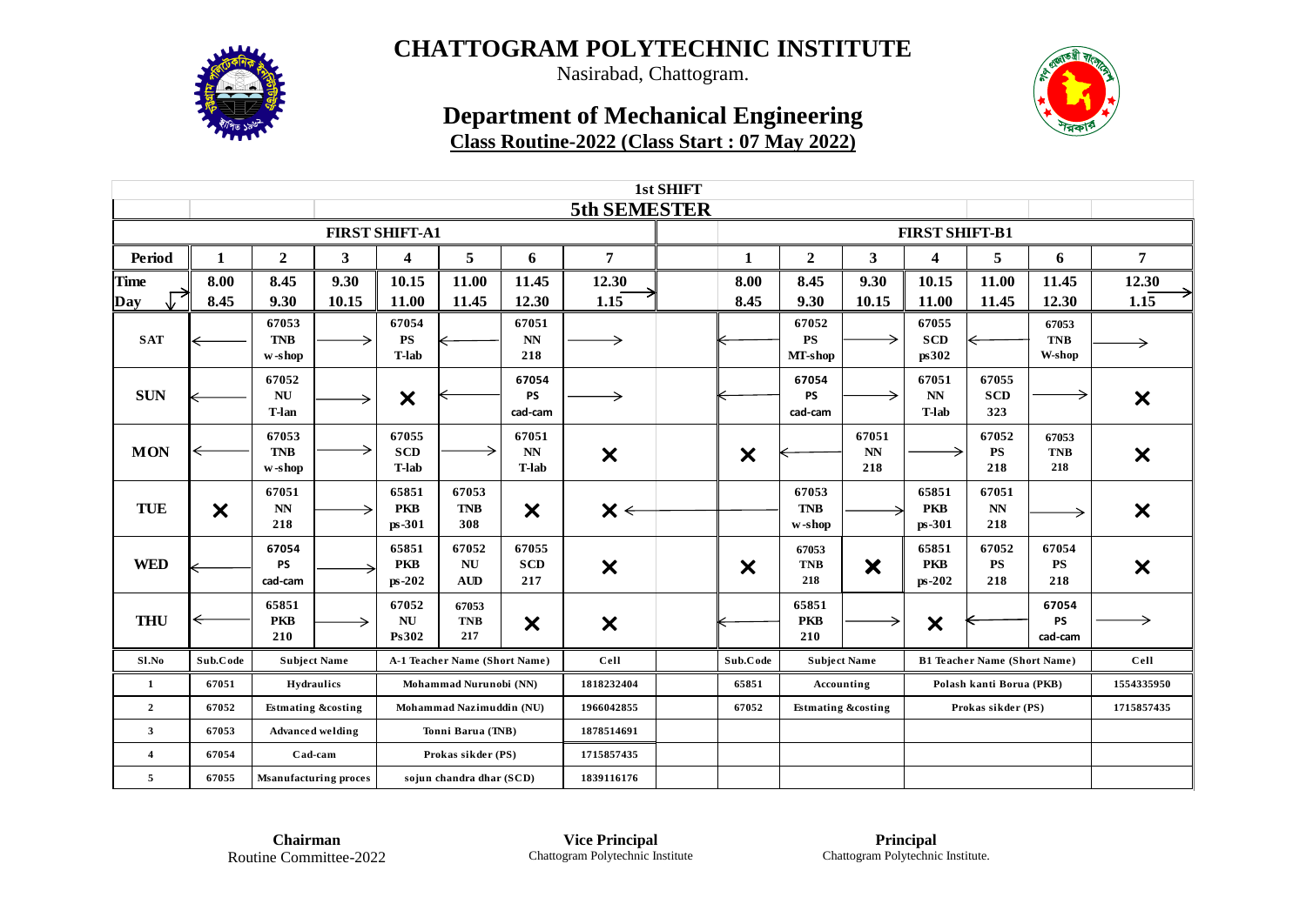# CHATTOGRAM POLYTECHNIC INSTITUTE

Nasirabad, Chattogram.

## Department of Mechanical Engineering

**Class Routine-2022 (Class Start : 07 May 2022)**

**1st SHIFT**

**5th SEMESTER**

| | | | | | | | | | | | | | | | |
|---|---|---|---|---|---|---|---|---|---|---|---|---|---|---|---|
| **FIRST SHIFT-A1** | | | | | | | | | **FIRST SHIFT-B1** | | | | | | |
| **Period** | **1** | **2** | **3** | **4** | **5** | **6** | **7** | | **1** | **2** | **3** | **4** | **5** | **6** | **7** |
| **Time / Day** | 8.00 8.45 | 8.45 9.30 | 9.30 10.15 | 10.15 11.00 | 11.00 11.45 | 11.45 12.30 | 12.30 1.15 | | 8.00 8.45 | 8.45 9.30 | 9.30 10.15 | 10.15 11.00 | 11.00 11.45 | 11.45 12.30 | 12.30 1.15 |
| **SAT** | ← | 67053 TNB w-shop | → | 67054 PS T-lab | ← | 67051 NN 218 | → | | ← | 67052 PS MT-shop | → | 67055 SCD ps302 | ← | 67053 TNB W-shop | → |
| **SUN** | ← | 67052 NU T-lan | → | ✕ | ← | 67054 PS cad-cam | → | | ← | 67054 PS cad-cam | → | 67051 NN T-lab | 67055 SCD 323 | → | ✕ |
| **MON** | ← | 67053 TNB w-shop | → | 67055 SCD T-lab | → | 67051 NN T-lab | ✕ | | ✕ | ← | 67051 NN 218 | → | 67052 PS 218 | 67053 TNB 218 | ✕ |
| **TUE** | ✕ | 67051 NN 218 | → | 65851 PKB ps-301 | 67053 TNB 308 | ✕ | ✕ ← | | | 67053 TNB w-shop | → | 65851 PKB ps-301 | 67051 NN 218 | → | ✕ |
| **WED** | ← | 67054 PS cad-cam | → | 65851 PKB ps-202 | 67052 NU AUD | 67055 SCD 217 | ✕ | | ✕ | 67053 TNB 218 | ✕ | 65851 PKB ps-202 | 67052 PS 218 | 67054 PS 218 | ✕ |
| **THU** | ← | 65851 PKB 210 | → | 67052 NU Ps302 | 67053 TNB 217 | ✕ | ✕ | | ← | 65851 PKB 210 | → | ✕ | ← | 67054 PS cad-cam | → |

| Sl.No | Sub.Code | Subject Name | A-1 Teacher Name (Short Name) | Cell | | Sub.Code | Subject Name | B1 Teacher Name (Short Name) | Cell |
|---|---|---|---|---|---|---|---|---|---|
| 1 | 67051 | Hydraulics | Mohammad Nurunobi (NN) | 1818232404 | | 65851 | Accounting | Polash kanti Borua (PKB) | 1554335950 |
| 2 | 67052 | Estmating &costing | Mohammad Nazimuddin (NU) | 1966042855 | | 67052 | Estmating &costing | Prokas sikder (PS) | 1715857435 |
| 3 | 67053 | Advanced welding | Tonni Barua (TNB) | 1878514691 | | | | | |
| 4 | 67054 | Cad-cam | Prokas sikder (PS) | 1715857435 | | | | | |
| 5 | 67055 | Msanufacturing proces | sojun chandra dhar (SCD) | 1839116176 | | | | | |

**Chairman**
Routine Committee-2022

**Vice Principal**
Chattogram Polytechnic Institute

**Principal**
Chattogram Polytechnic Institute.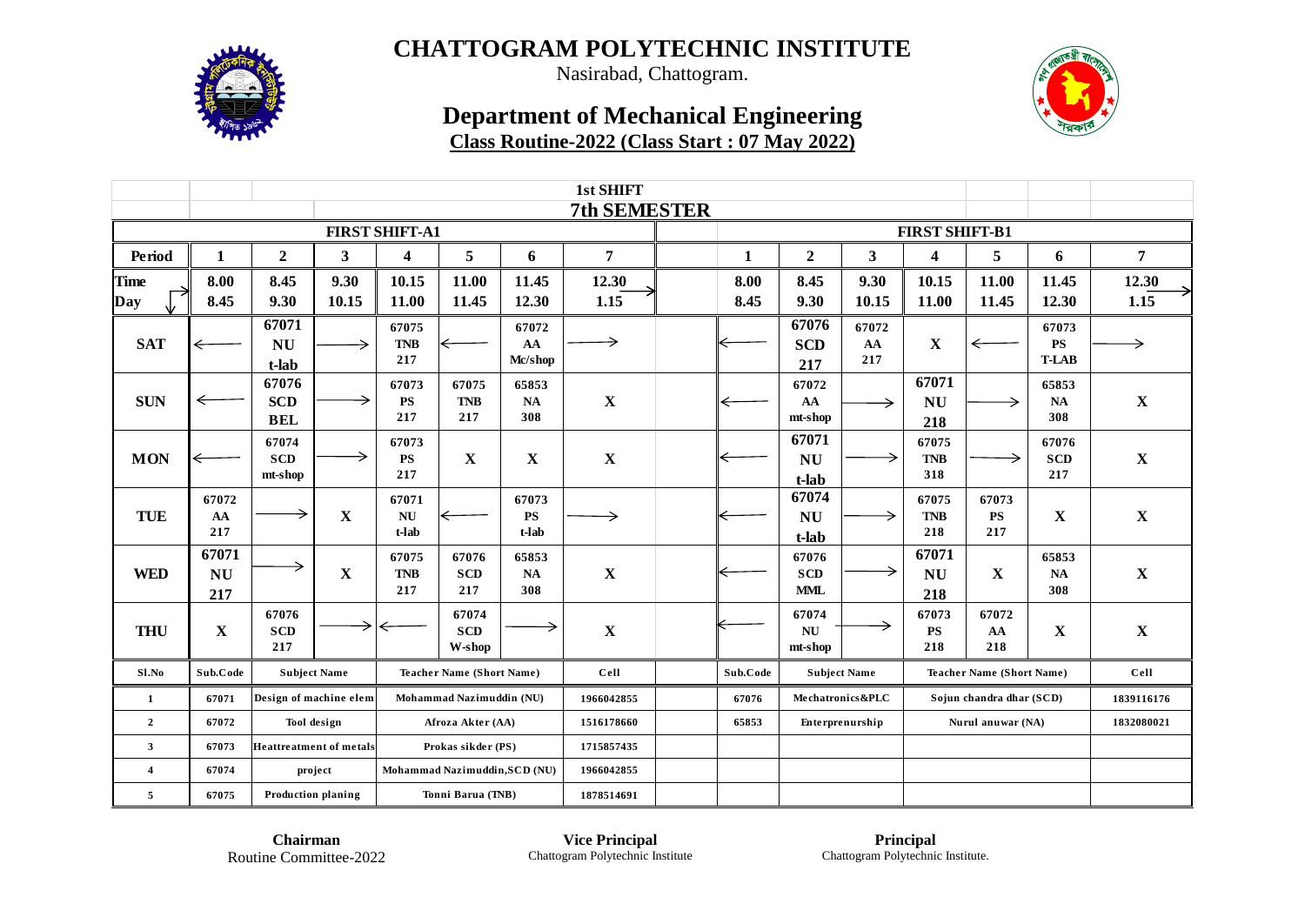# CHATTOGRAM POLYTECHNIC INSTITUTE

Nasirabad, Chattogram.

## Department of Mechanical Engineering

**Class Routine-2022 (Class Start : 07 May 2022)**

**1st SHIFT**

**7th SEMESTER**

| FIRST SHIFT-A1 | | | | | | | | | FIRST SHIFT-B1 | | | | | | |
|---|---|---|---|---|---|---|---|---|---|---|---|---|---|---|---|
| **Period** | **1** | **2** | **3** | **4** | **5** | **6** | **7** | | **1** | **2** | **3** | **4** | **5** | **6** | **7** |
| **Time / Day** | 8.00 8.45 | 8.45 9.30 | 9.30 10.15 | 10.15 11.00 | 11.00 11.45 | 11.45 12.30 | 12.30 1.15 | | 8.00 8.45 | 8.45 9.30 | 9.30 10.15 | 10.15 11.00 | 11.00 11.45 | 11.45 12.30 | 12.30 1.15 |
| **SAT** | ← | 67071 NU t-lab | → | 67075 TNB 217 | ← | 67072 AA Mc/shop | → | | ← | 67076 SCD 217 | 67072 AA 217 | X | ← | 67073 PS T-LAB | → |
| **SUN** | ← | 67076 SCD BEL | → | 67073 PS 217 | 67075 TNB 217 | 65853 NA 308 | X | | ← | 67072 AA mt-shop | → | 67071 NU 218 | → | 65853 NA 308 | X |
| **MON** | ← | 67074 SCD mt-shop | → | 67073 PS 217 | X | X | X | | ← | 67071 NU t-lab | → | 67075 TNB 318 | → | 67076 SCD 217 | X |
| **TUE** | 67072 AA 217 | → | X | 67071 NU t-lab | ← | 67073 PS t-lab | → | | ← | 67074 NU t-lab | → | 67075 TNB 218 | 67073 PS 217 | X | X |
| **WED** | 67071 NU 217 | → | X | 67075 TNB 217 | 67076 SCD 217 | 65853 NA 308 | X | | ← | 67076 SCD MML | → | 67071 NU 218 | X | 65853 NA 308 | X |
| **THU** | X | 67076 SCD 217 | → | ← | 67074 SCD W-shop | → | X | | ← | 67074 NU mt-shop | → | 67073 PS 218 | 67072 AA 218 | X | X |

| Sl.No | Sub.Code | Subject Name | Teacher Name (Short Name) | Cell | | Sub.Code | Subject Name | Teacher Name (Short Name) | Cell |
|---|---|---|---|---|---|---|---|---|---|
| 1 | 67071 | Design of machine elem | Mohammad Nazimuddin (NU) | 1966042855 | | 67076 | Mechatronics&PLC | Sojun chandra dhar (SCD) | 1839116176 |
| 2 | 67072 | Tool design | Afroza Akter (AA) | 1516178660 | | 65853 | Enterprenurship | Nurul anuwar (NA) | 1832080021 |
| 3 | 67073 | Heattreatment of metals | Prokas sikder (PS) | 1715857435 | | | | | |
| 4 | 67074 | project | Mohammad Nazimuddin,SCD (NU) | 1966042855 | | | | | |
| 5 | 67075 | Production planing | Tonni Barua (TNB) | 1878514691 | | | | | |

**Chairman**
Routine Committee-2022

**Vice Principal**
Chattogram Polytechnic Institute

**Principal**
Chattogram Polytechnic Institute.